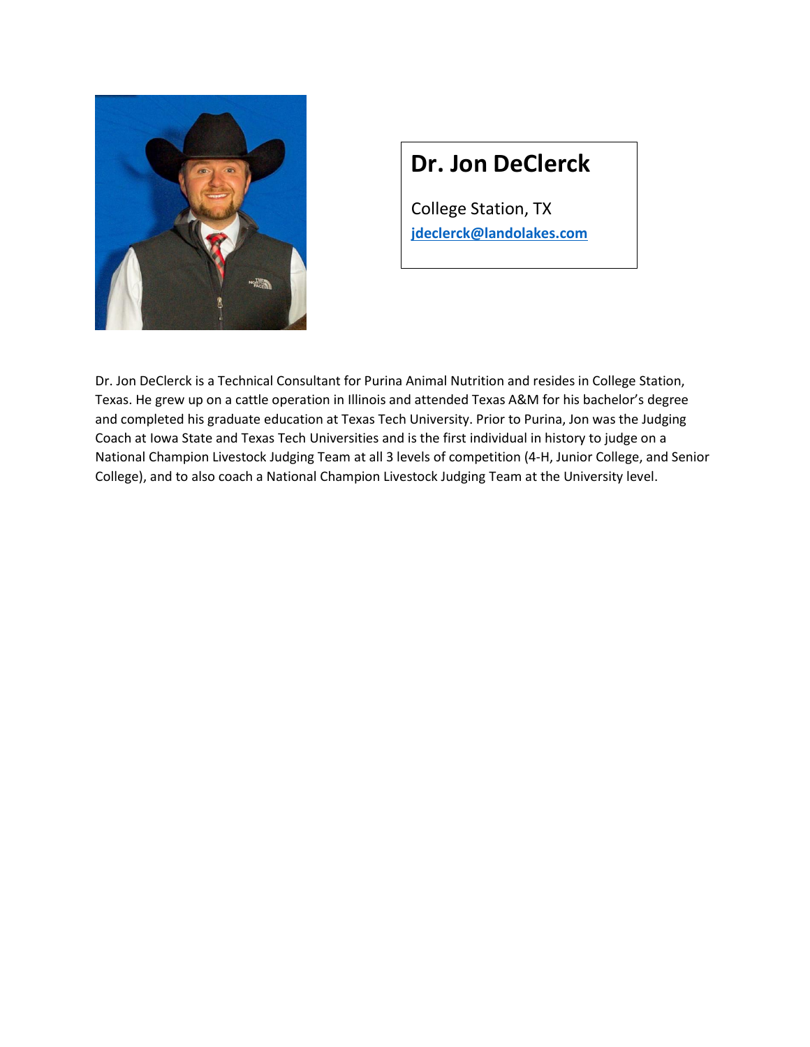# Dr. Jon DeClerck

College Station, TX
**jdeclerck@landolakes.com**

Dr. Jon DeClerck is a Technical Consultant for Purina Animal Nutrition and resides in College Station, Texas. He grew up on a cattle operation in Illinois and attended Texas A&M for his bachelor's degree and completed his graduate education at Texas Tech University. Prior to Purina, Jon was the Judging Coach at Iowa State and Texas Tech Universities and is the first individual in history to judge on a National Champion Livestock Judging Team at all 3 levels of competition (4-H, Junior College, and Senior College), and to also coach a National Champion Livestock Judging Team at the University level.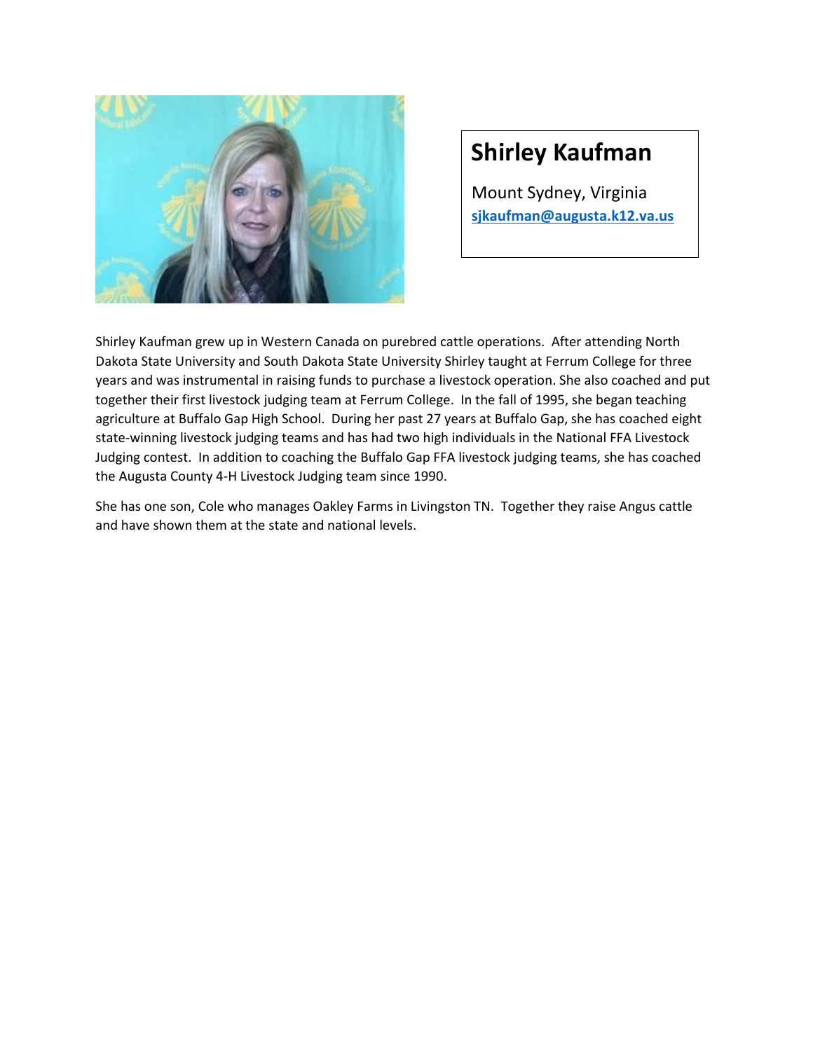# Shirley Kaufman

Mount Sydney, Virginia
sjkaufman@augusta.k12.va.us

Shirley Kaufman grew up in Western Canada on purebred cattle operations. After attending North Dakota State University and South Dakota State University Shirley taught at Ferrum College for three years and was instrumental in raising funds to purchase a livestock operation. She also coached and put together their first livestock judging team at Ferrum College. In the fall of 1995, she began teaching agriculture at Buffalo Gap High School. During her past 27 years at Buffalo Gap, she has coached eight state-winning livestock judging teams and has had two high individuals in the National FFA Livestock Judging contest. In addition to coaching the Buffalo Gap FFA livestock judging teams, she has coached the Augusta County 4-H Livestock Judging team since 1990.

She has one son, Cole who manages Oakley Farms in Livingston TN. Together they raise Angus cattle and have shown them at the state and national levels.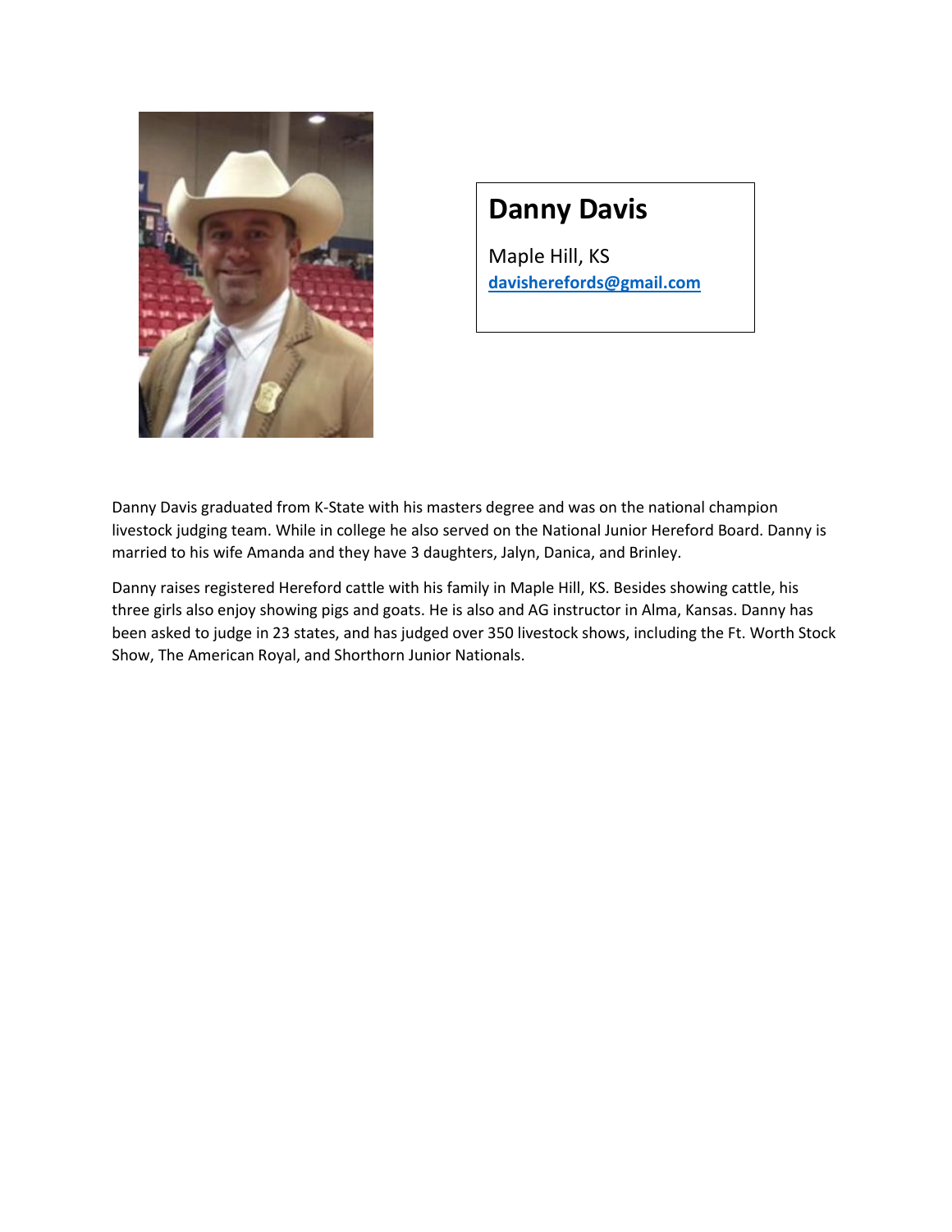# Danny Davis

Maple Hill, KS
davisherefords@gmail.com

Danny Davis graduated from K-State with his masters degree and was on the national champion livestock judging team. While in college he also served on the National Junior Hereford Board. Danny is married to his wife Amanda and they have 3 daughters, Jalyn, Danica, and Brinley.

Danny raises registered Hereford cattle with his family in Maple Hill, KS. Besides showing cattle, his three girls also enjoy showing pigs and goats. He is also and AG instructor in Alma, Kansas. Danny has been asked to judge in 23 states, and has judged over 350 livestock shows, including the Ft. Worth Stock Show, The American Royal, and Shorthorn Junior Nationals.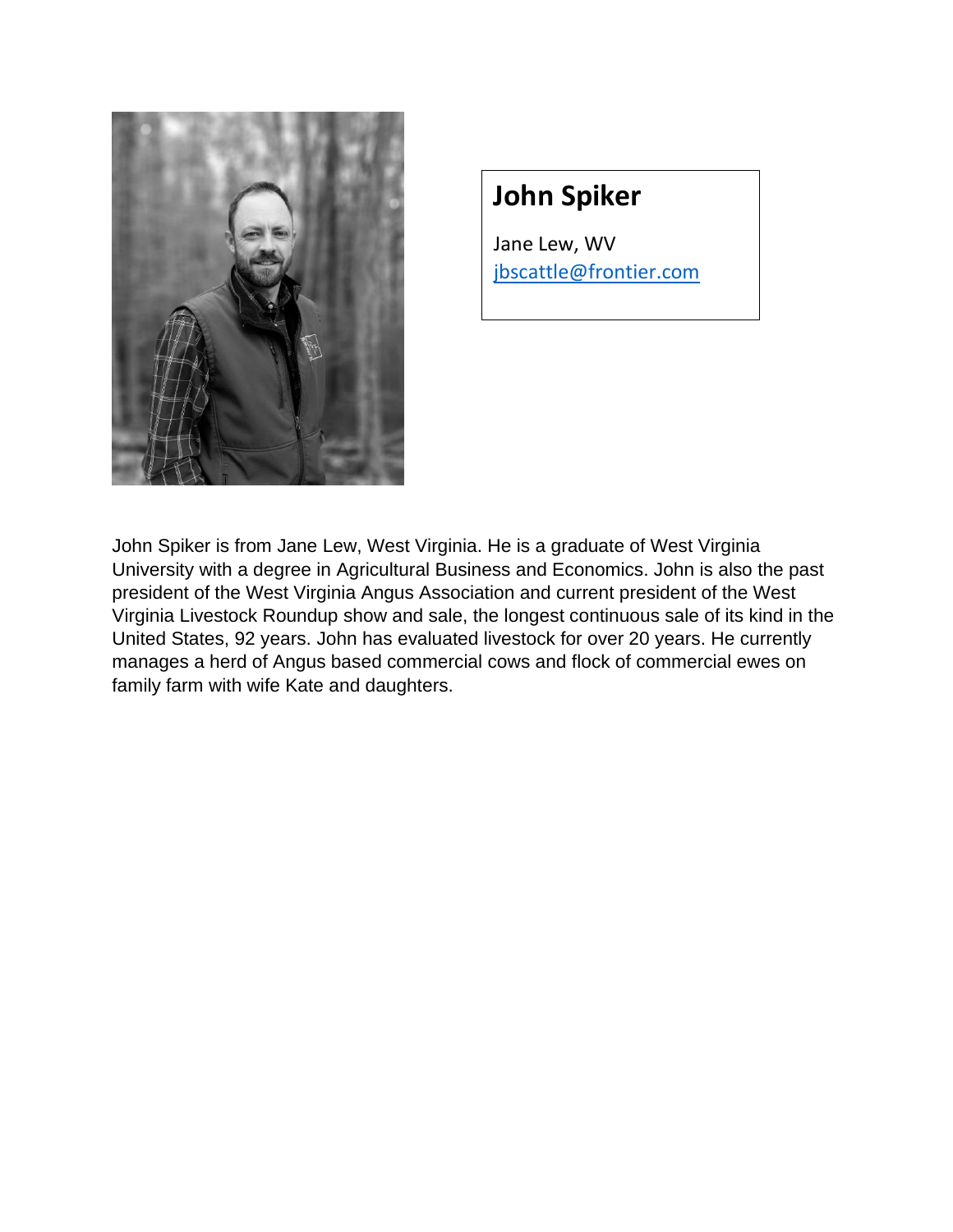## John Spiker

Jane Lew, WV
jbscattle@frontier.com

John Spiker is from Jane Lew, West Virginia. He is a graduate of West Virginia University with a degree in Agricultural Business and Economics. John is also the past president of the West Virginia Angus Association and current president of the West Virginia Livestock Roundup show and sale, the longest continuous sale of its kind in the United States, 92 years. John has evaluated livestock for over 20 years. He currently manages a herd of Angus based commercial cows and flock of commercial ewes on family farm with wife Kate and daughters.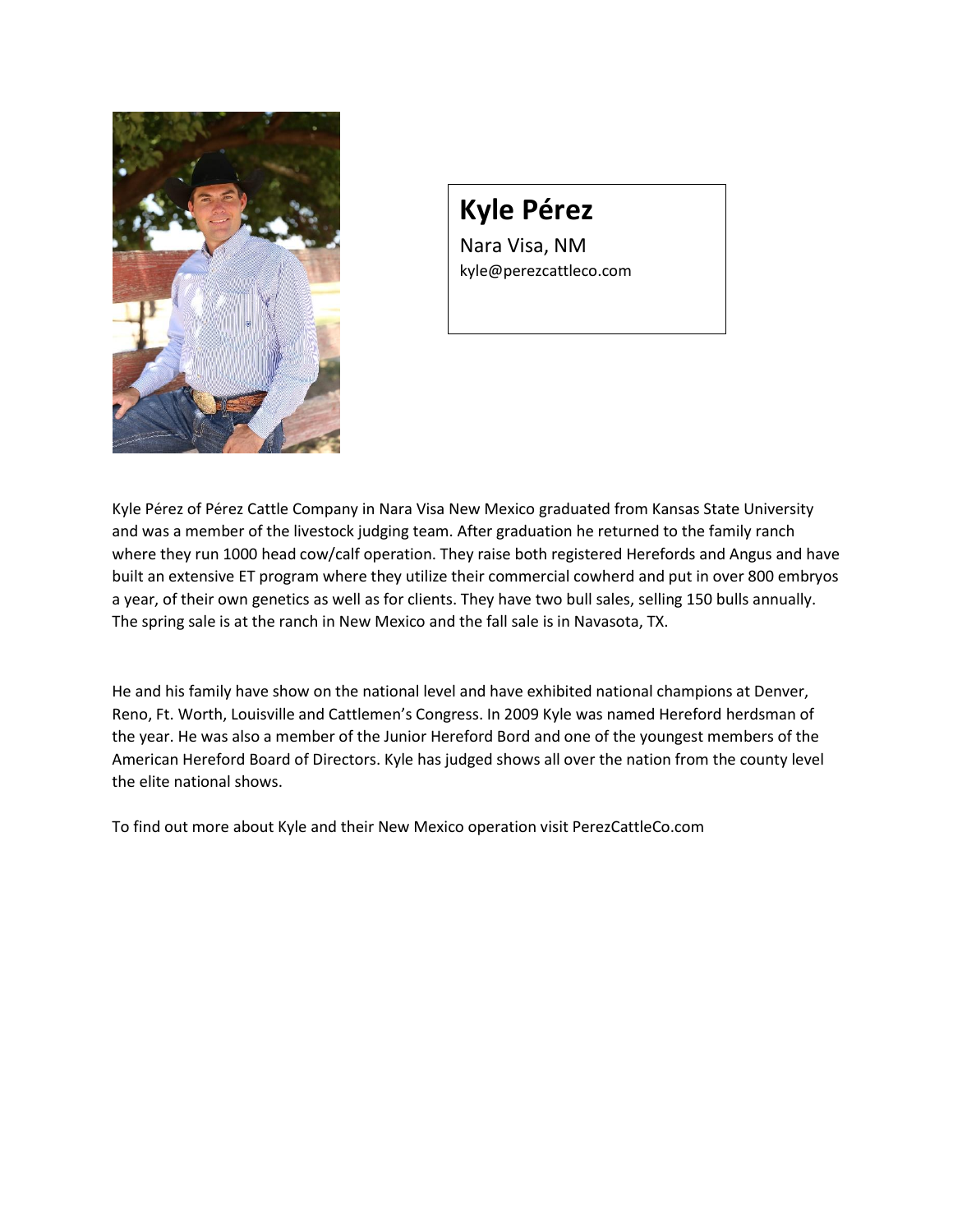# Kyle Pérez

Nara Visa, NM

kyle@perezcattleco.com

Kyle Pérez of Pérez Cattle Company in Nara Visa New Mexico graduated from Kansas State University and was a member of the livestock judging team. After graduation he returned to the family ranch where they run 1000 head cow/calf operation. They raise both registered Herefords and Angus and have built an extensive ET program where they utilize their commercial cowherd and put in over 800 embryos a year, of their own genetics as well as for clients. They have two bull sales, selling 150 bulls annually. The spring sale is at the ranch in New Mexico and the fall sale is in Navasota, TX.

He and his family have show on the national level and have exhibited national champions at Denver, Reno, Ft. Worth, Louisville and Cattlemen's Congress. In 2009 Kyle was named Hereford herdsman of the year. He was also a member of the Junior Hereford Bord and one of the youngest members of the American Hereford Board of Directors. Kyle has judged shows all over the nation from the county level the elite national shows.

To find out more about Kyle and their New Mexico operation visit PerezCattleCo.com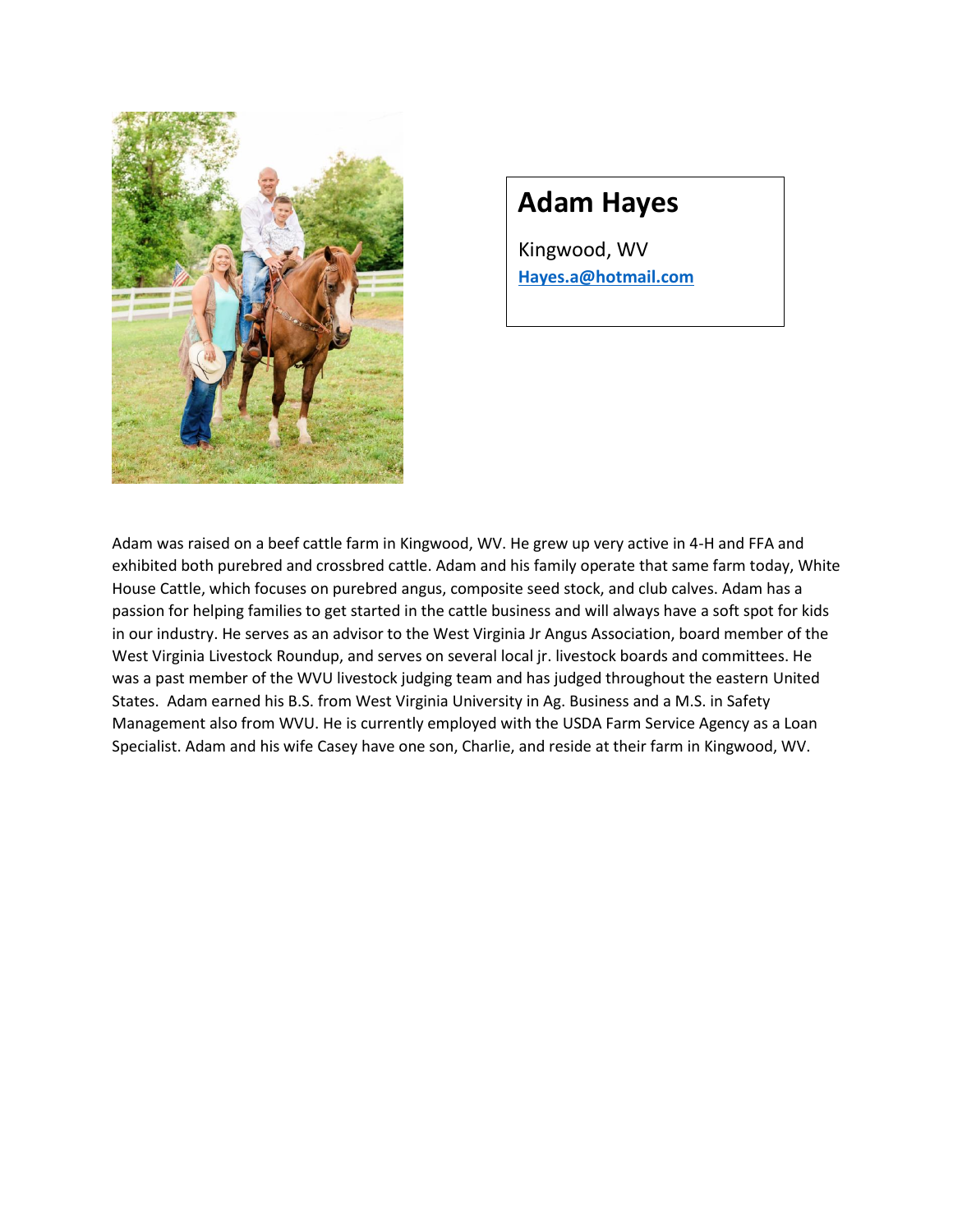# Adam Hayes

Kingwood, WV
**Hayes.a@hotmail.com**

Adam was raised on a beef cattle farm in Kingwood, WV. He grew up very active in 4-H and FFA and exhibited both purebred and crossbred cattle. Adam and his family operate that same farm today, White House Cattle, which focuses on purebred angus, composite seed stock, and club calves. Adam has a passion for helping families to get started in the cattle business and will always have a soft spot for kids in our industry. He serves as an advisor to the West Virginia Jr Angus Association, board member of the West Virginia Livestock Roundup, and serves on several local jr. livestock boards and committees. He was a past member of the WVU livestock judging team and has judged throughout the eastern United States. Adam earned his B.S. from West Virginia University in Ag. Business and a M.S. in Safety Management also from WVU. He is currently employed with the USDA Farm Service Agency as a Loan Specialist. Adam and his wife Casey have one son, Charlie, and reside at their farm in Kingwood, WV.